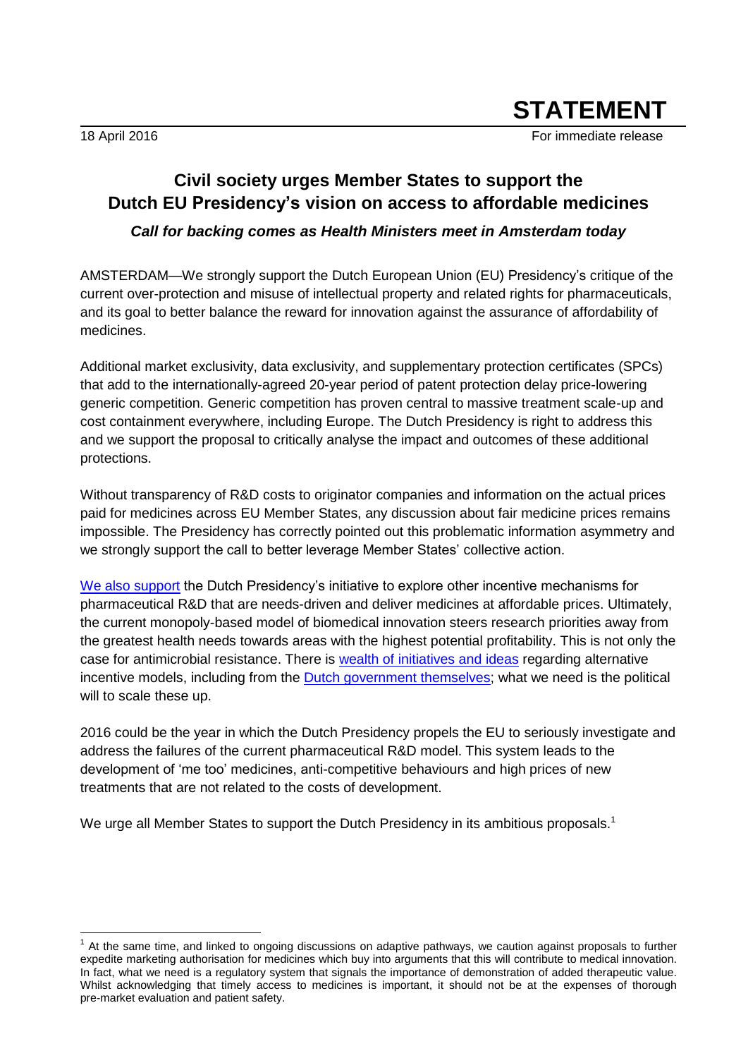# STATEMENT

18 April 2016 For immediate release

## Civil society urges Member States to support the Dutch EU Presidency's vision on access to affordable medicines

***Call for backing comes as Health Ministers meet in Amsterdam today***

AMSTERDAM—We strongly support the Dutch European Union (EU) Presidency's critique of the current over-protection and misuse of intellectual property and related rights for pharmaceuticals, and its goal to better balance the reward for innovation against the assurance of affordability of medicines.

Additional market exclusivity, data exclusivity, and supplementary protection certificates (SPCs) that add to the internationally-agreed 20-year period of patent protection delay price-lowering generic competition. Generic competition has proven central to massive treatment scale-up and cost containment everywhere, including Europe. The Dutch Presidency is right to address this and we support the proposal to critically analyse the impact and outcomes of these additional protections.

Without transparency of R&D costs to originator companies and information on the actual prices paid for medicines across EU Member States, any discussion about fair medicine prices remains impossible. The Presidency has correctly pointed out this problematic information asymmetry and we strongly support the call to better leverage Member States' collective action.

We also support the Dutch Presidency's initiative to explore other incentive mechanisms for pharmaceutical R&D that are needs-driven and deliver medicines at affordable prices. Ultimately, the current monopoly-based model of biomedical innovation steers research priorities away from the greatest health needs towards areas with the highest potential profitability. This is not only the case for antimicrobial resistance. There is wealth of initiatives and ideas regarding alternative incentive models, including from the Dutch government themselves; what we need is the political will to scale these up.

2016 could be the year in which the Dutch Presidency propels the EU to seriously investigate and address the failures of the current pharmaceutical R&D model. This system leads to the development of 'me too' medicines, anti-competitive behaviours and high prices of new treatments that are not related to the costs of development.

We urge all Member States to support the Dutch Presidency in its ambitious proposals.[1]

---

[1] At the same time, and linked to ongoing discussions on adaptive pathways, we caution against proposals to further expedite marketing authorisation for medicines which buy into arguments that this will contribute to medical innovation. In fact, what we need is a regulatory system that signals the importance of demonstration of added therapeutic value. Whilst acknowledging that timely access to medicines is important, it should not be at the expenses of thorough pre-market evaluation and patient safety.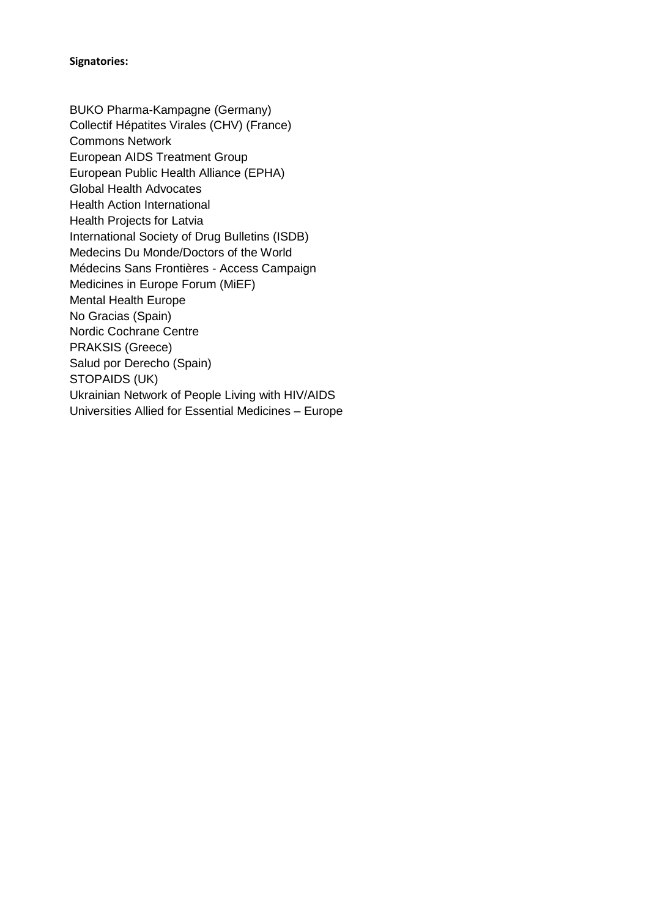**Signatories:**

BUKO Pharma-Kampagne (Germany)
Collectif Hépatites Virales (CHV) (France)
Commons Network
European AIDS Treatment Group
European Public Health Alliance (EPHA)
Global Health Advocates
Health Action International
Health Projects for Latvia
International Society of Drug Bulletins (ISDB)
Medecins Du Monde/Doctors of the World
Médecins Sans Frontières - Access Campaign
Medicines in Europe Forum (MiEF)
Mental Health Europe
No Gracias (Spain)
Nordic Cochrane Centre
PRAKSIS (Greece)
Salud por Derecho (Spain)
STOPAIDS (UK)
Ukrainian Network of People Living with HIV/AIDS
Universities Allied for Essential Medicines – Europe